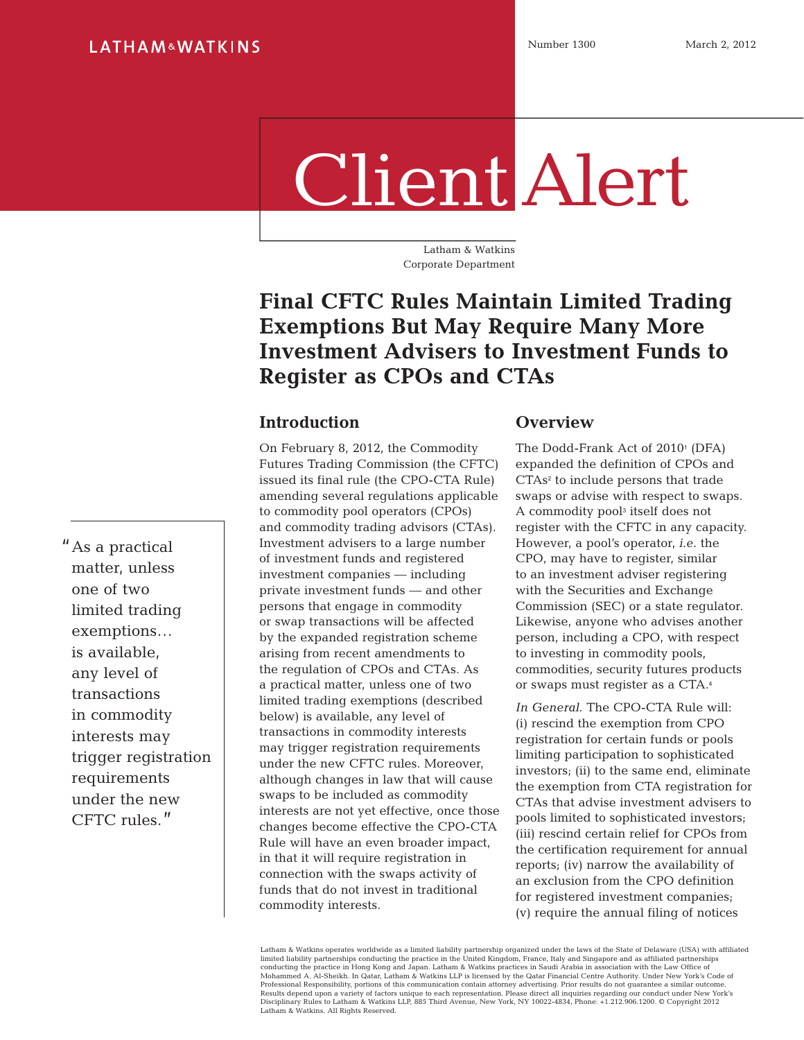LATHAM & WATKINS

Number 1300 March 2, 2012

# Client Alert

Latham & Watkins
Corporate Department

## Final CFTC Rules Maintain Limited Trading Exemptions But May Require Many More Investment Advisers to Investment Funds to Register as CPOs and CTAs

> "As a practical matter, unless one of two limited trading exemptions… is available, any level of transactions in commodity interests may trigger registration requirements under the new CFTC rules."

### Introduction

On February 8, 2012, the Commodity Futures Trading Commission (the CFTC) issued its final rule (the CPO-CTA Rule) amending several regulations applicable to commodity pool operators (CPOs) and commodity trading advisors (CTAs). Investment advisers to a large number of investment funds and registered investment companies — including private investment funds — and other persons that engage in commodity or swap transactions will be affected by the expanded registration scheme arising from recent amendments to the regulation of CPOs and CTAs. As a practical matter, unless one of two limited trading exemptions (described below) is available, any level of transactions in commodity interests may trigger registration requirements under the new CFTC rules. Moreover, although changes in law that will cause swaps to be included as commodity interests are not yet effective, once those changes become effective the CPO-CTA Rule will have an even broader impact, in that it will require registration in connection with the swaps activity of funds that do not invest in traditional commodity interests.

### Overview

The Dodd-Frank Act of 2010[1] (DFA) expanded the definition of CPOs and CTAs[2] to include persons that trade swaps or advise with respect to swaps. A commodity pool[3] itself does not register with the CFTC in any capacity. However, a pool's operator, *i.e.* the CPO, may have to register, similar to an investment adviser registering with the Securities and Exchange Commission (SEC) or a state regulator. Likewise, anyone who advises another person, including a CPO, with respect to investing in commodity pools, commodities, security futures products or swaps must register as a CTA.[4]

*In General*. The CPO-CTA Rule will: (i) rescind the exemption from CPO registration for certain funds or pools limiting participation to sophisticated investors; (ii) to the same end, eliminate the exemption from CTA registration for CTAs that advise investment advisers to pools limited to sophisticated investors; (iii) rescind certain relief for CPOs from the certification requirement for annual reports; (iv) narrow the availability of an exclusion from the CPO definition for registered investment companies; (v) require the annual filing of notices

Latham & Watkins operates worldwide as a limited liability partnership organized under the laws of the State of Delaware (USA) with affiliated limited liability partnerships conducting the practice in the United Kingdom, France, Italy and Singapore and as affiliated partnerships conducting the practice in Hong Kong and Japan. Latham & Watkins practices in Saudi Arabia in association with the Law Office of Mohammed A. Al-Sheikh. In Qatar, Latham & Watkins LLP is licensed by the Qatar Financial Centre Authority. Under New York's Code of Professional Responsibility, portions of this communication contain attorney advertising. Prior results do not guarantee a similar outcome. Results depend upon a variety of factors unique to each representation. Please direct all inquiries regarding our conduct under New York's Disciplinary Rules to Latham & Watkins LLP, 885 Third Avenue, New York, NY 10022-4834, Phone: +1.212.906.1200. © Copyright 2012 Latham & Watkins. All Rights Reserved.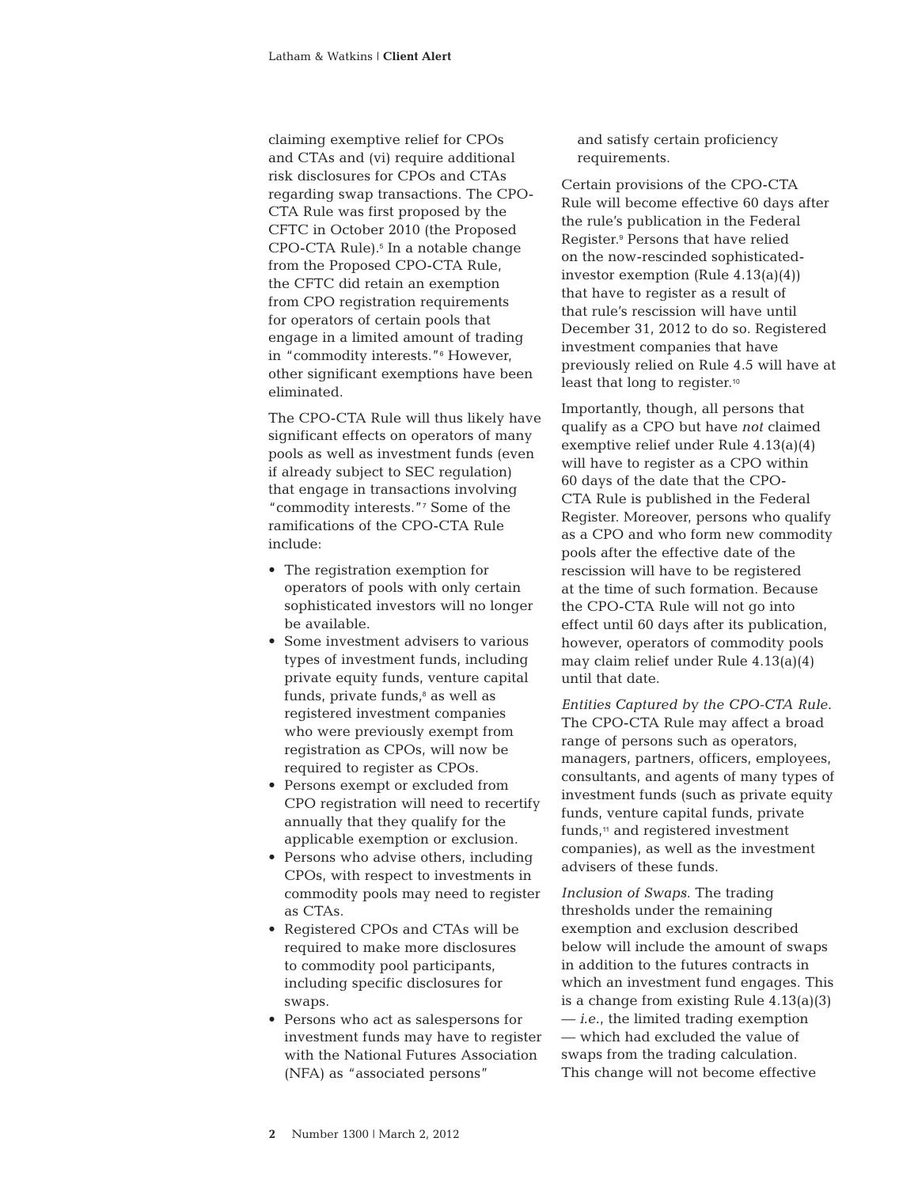claiming exemptive relief for CPOs and CTAs and (vi) require additional risk disclosures for CPOs and CTAs regarding swap transactions. The CPO-CTA Rule was first proposed by the CFTC in October 2010 (the Proposed CPO-CTA Rule).[5] In a notable change from the Proposed CPO-CTA Rule, the CFTC did retain an exemption from CPO registration requirements for operators of certain pools that engage in a limited amount of trading in "commodity interests."[6] However, other significant exemptions have been eliminated.

The CPO-CTA Rule will thus likely have significant effects on operators of many pools as well as investment funds (even if already subject to SEC regulation) that engage in transactions involving "commodity interests."[7] Some of the ramifications of the CPO-CTA Rule include:

- The registration exemption for operators of pools with only certain sophisticated investors will no longer be available.
- Some investment advisers to various types of investment funds, including private equity funds, venture capital funds, private funds,[8] as well as registered investment companies who were previously exempt from registration as CPOs, will now be required to register as CPOs.
- Persons exempt or excluded from CPO registration will need to recertify annually that they qualify for the applicable exemption or exclusion.
- Persons who advise others, including CPOs, with respect to investments in commodity pools may need to register as CTAs.
- Registered CPOs and CTAs will be required to make more disclosures to commodity pool participants, including specific disclosures for swaps.
- Persons who act as salespersons for investment funds may have to register with the National Futures Association (NFA) as "associated persons" and satisfy certain proficiency requirements.

Certain provisions of the CPO-CTA Rule will become effective 60 days after the rule's publication in the Federal Register.[9] Persons that have relied on the now-rescinded sophisticated-investor exemption (Rule 4.13(a)(4)) that have to register as a result of that rule's rescission will have until December 31, 2012 to do so. Registered investment companies that have previously relied on Rule 4.5 will have at least that long to register.[10]

Importantly, though, all persons that qualify as a CPO but have *not* claimed exemptive relief under Rule 4.13(a)(4) will have to register as a CPO within 60 days of the date that the CPO-CTA Rule is published in the Federal Register. Moreover, persons who qualify as a CPO and who form new commodity pools after the effective date of the rescission will have to be registered at the time of such formation. Because the CPO-CTA Rule will not go into effect until 60 days after its publication, however, operators of commodity pools may claim relief under Rule 4.13(a)(4) until that date.

*Entities Captured by the CPO-CTA Rule*. The CPO-CTA Rule may affect a broad range of persons such as operators, managers, partners, officers, employees, consultants, and agents of many types of investment funds (such as private equity funds, venture capital funds, private funds,[11] and registered investment companies), as well as the investment advisers of these funds.

*Inclusion of Swaps*. The trading thresholds under the remaining exemption and exclusion described below will include the amount of swaps in addition to the futures contracts in which an investment fund engages. This is a change from existing Rule 4.13(a)(3) — *i.e.*, the limited trading exemption — which had excluded the value of swaps from the trading calculation. This change will not become effective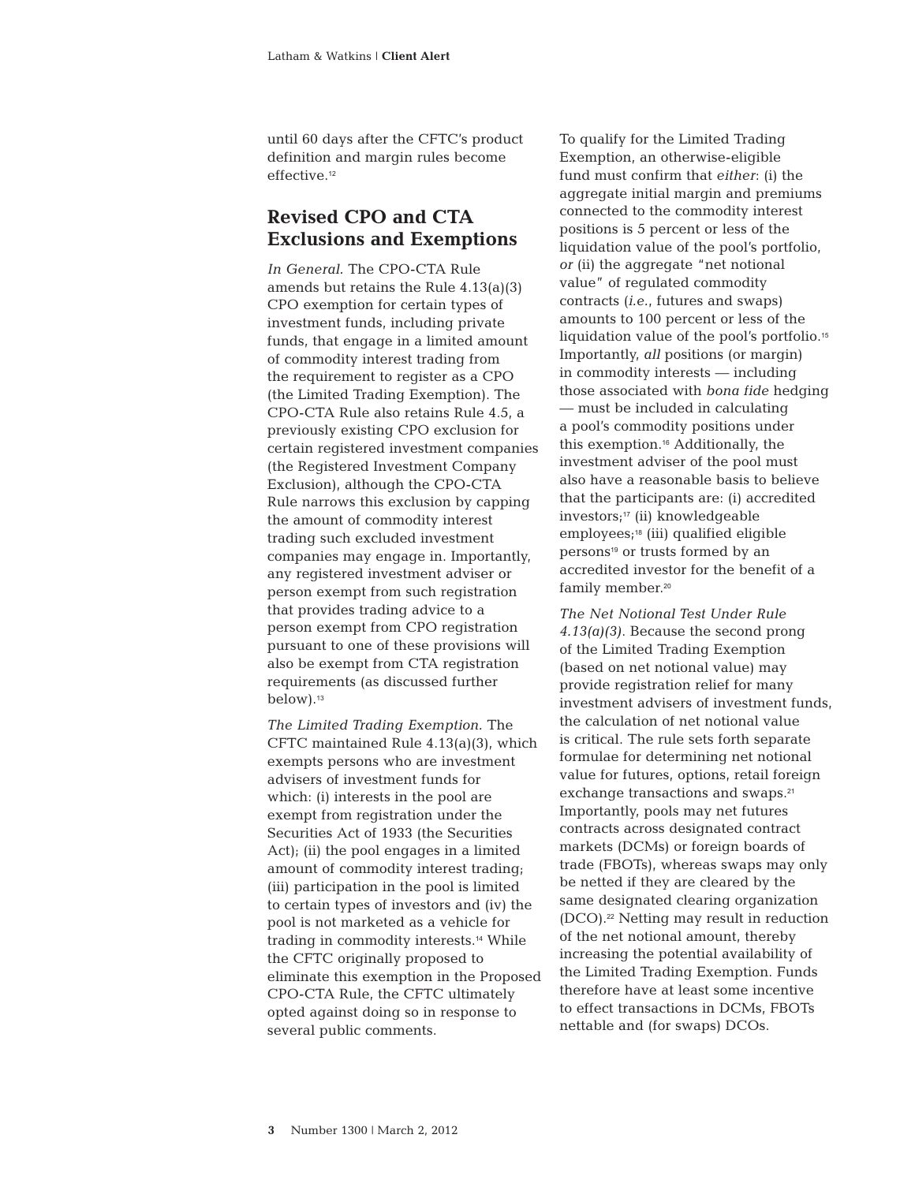until 60 days after the CFTC's product definition and margin rules become effective.[12]

## Revised CPO and CTA Exclusions and Exemptions

*In General*. The CPO-CTA Rule amends but retains the Rule 4.13(a)(3) CPO exemption for certain types of investment funds, including private funds, that engage in a limited amount of commodity interest trading from the requirement to register as a CPO (the Limited Trading Exemption). The CPO-CTA Rule also retains Rule 4.5, a previously existing CPO exclusion for certain registered investment companies (the Registered Investment Company Exclusion), although the CPO-CTA Rule narrows this exclusion by capping the amount of commodity interest trading such excluded investment companies may engage in. Importantly, any registered investment adviser or person exempt from such registration that provides trading advice to a person exempt from CPO registration pursuant to one of these provisions will also be exempt from CTA registration requirements (as discussed further below).[13]

*The Limited Trading Exemption*. The CFTC maintained Rule 4.13(a)(3), which exempts persons who are investment advisers of investment funds for which: (i) interests in the pool are exempt from registration under the Securities Act of 1933 (the Securities Act); (ii) the pool engages in a limited amount of commodity interest trading; (iii) participation in the pool is limited to certain types of investors and (iv) the pool is not marketed as a vehicle for trading in commodity interests.[14] While the CFTC originally proposed to eliminate this exemption in the Proposed CPO-CTA Rule, the CFTC ultimately opted against doing so in response to several public comments.

To qualify for the Limited Trading Exemption, an otherwise-eligible fund must confirm that *either*: (i) the aggregate initial margin and premiums connected to the commodity interest positions is 5 percent or less of the liquidation value of the pool's portfolio, *or* (ii) the aggregate "net notional value" of regulated commodity contracts (*i.e.*, futures and swaps) amounts to 100 percent or less of the liquidation value of the pool's portfolio.[15] Importantly, *all* positions (or margin) in commodity interests — including those associated with *bona fide* hedging — must be included in calculating a pool's commodity positions under this exemption.[16] Additionally, the investment adviser of the pool must also have a reasonable basis to believe that the participants are: (i) accredited investors;[17] (ii) knowledgeable employees;[18] (iii) qualified eligible persons[19] or trusts formed by an accredited investor for the benefit of a family member.[20]

*The Net Notional Test Under Rule 4.13(a)(3)*. Because the second prong of the Limited Trading Exemption (based on net notional value) may provide registration relief for many investment advisers of investment funds, the calculation of net notional value is critical. The rule sets forth separate formulae for determining net notional value for futures, options, retail foreign exchange transactions and swaps.[21] Importantly, pools may net futures contracts across designated contract markets (DCMs) or foreign boards of trade (FBOTs), whereas swaps may only be netted if they are cleared by the same designated clearing organization (DCO).[22] Netting may result in reduction of the net notional amount, thereby increasing the potential availability of the Limited Trading Exemption. Funds therefore have at least some incentive to effect transactions in DCMs, FBOTs nettable and (for swaps) DCOs.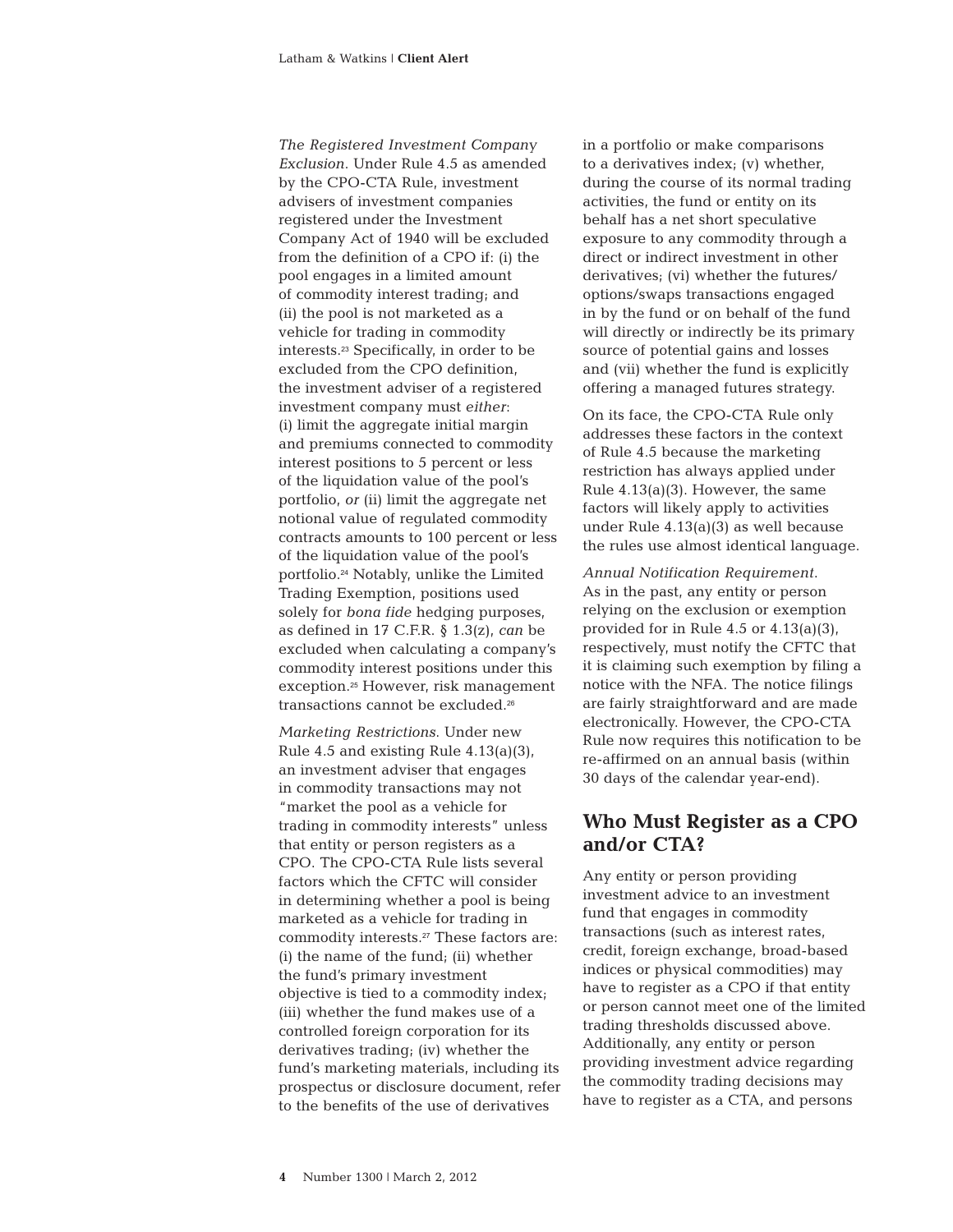*The Registered Investment Company Exclusion*. Under Rule 4.5 as amended by the CPO-CTA Rule, investment advisers of investment companies registered under the Investment Company Act of 1940 will be excluded from the definition of a CPO if: (i) the pool engages in a limited amount of commodity interest trading; and (ii) the pool is not marketed as a vehicle for trading in commodity interests.[23] Specifically, in order to be excluded from the CPO definition, the investment adviser of a registered investment company must *either*: (i) limit the aggregate initial margin and premiums connected to commodity interest positions to 5 percent or less of the liquidation value of the pool's portfolio, *or* (ii) limit the aggregate net notional value of regulated commodity contracts amounts to 100 percent or less of the liquidation value of the pool's portfolio.[24] Notably, unlike the Limited Trading Exemption, positions used solely for *bona fide* hedging purposes, as defined in 17 C.F.R. § 1.3(z), *can* be excluded when calculating a company's commodity interest positions under this exception.[25] However, risk management transactions cannot be excluded.[26]

*Marketing Restrictions*. Under new Rule 4.5 and existing Rule 4.13(a)(3), an investment adviser that engages in commodity transactions may not "market the pool as a vehicle for trading in commodity interests" unless that entity or person registers as a CPO. The CPO-CTA Rule lists several factors which the CFTC will consider in determining whether a pool is being marketed as a vehicle for trading in commodity interests.[27] These factors are: (i) the name of the fund; (ii) whether the fund's primary investment objective is tied to a commodity index; (iii) whether the fund makes use of a controlled foreign corporation for its derivatives trading; (iv) whether the fund's marketing materials, including its prospectus or disclosure document, refer to the benefits of the use of derivatives in a portfolio or make comparisons to a derivatives index; (v) whether, during the course of its normal trading activities, the fund or entity on its behalf has a net short speculative exposure to any commodity through a direct or indirect investment in other derivatives; (vi) whether the futures/options/swaps transactions engaged in by the fund or on behalf of the fund will directly or indirectly be its primary source of potential gains and losses and (vii) whether the fund is explicitly offering a managed futures strategy.

On its face, the CPO-CTA Rule only addresses these factors in the context of Rule 4.5 because the marketing restriction has always applied under Rule 4.13(a)(3). However, the same factors will likely apply to activities under Rule 4.13(a)(3) as well because the rules use almost identical language.

*Annual Notification Requirement*. As in the past, any entity or person relying on the exclusion or exemption provided for in Rule 4.5 or 4.13(a)(3), respectively, must notify the CFTC that it is claiming such exemption by filing a notice with the NFA. The notice filings are fairly straightforward and are made electronically. However, the CPO-CTA Rule now requires this notification to be re-affirmed on an annual basis (within 30 days of the calendar year-end).

## Who Must Register as a CPO and/or CTA?

Any entity or person providing investment advice to an investment fund that engages in commodity transactions (such as interest rates, credit, foreign exchange, broad-based indices or physical commodities) may have to register as a CPO if that entity or person cannot meet one of the limited trading thresholds discussed above. Additionally, any entity or person providing investment advice regarding the commodity trading decisions may have to register as a CTA, and persons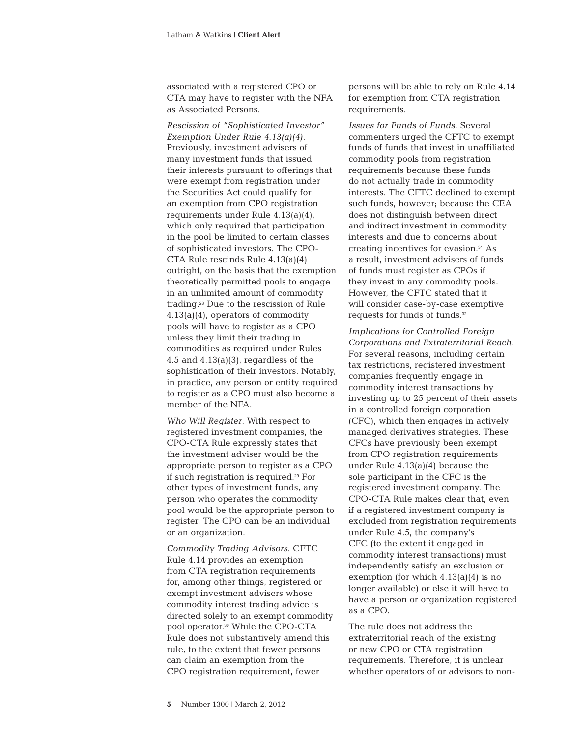associated with a registered CPO or CTA may have to register with the NFA as Associated Persons.

*Rescission of "Sophisticated Investor" Exemption Under Rule 4.13(a)(4).* Previously, investment advisers of many investment funds that issued their interests pursuant to offerings that were exempt from registration under the Securities Act could qualify for an exemption from CPO registration requirements under Rule 4.13(a)(4), which only required that participation in the pool be limited to certain classes of sophisticated investors. The CPO-CTA Rule rescinds Rule 4.13(a)(4) outright, on the basis that the exemption theoretically permitted pools to engage in an unlimited amount of commodity trading.[28] Due to the rescission of Rule 4.13(a)(4), operators of commodity pools will have to register as a CPO unless they limit their trading in commodities as required under Rules 4.5 and 4.13(a)(3), regardless of the sophistication of their investors. Notably, in practice, any person or entity required to register as a CPO must also become a member of the NFA.

*Who Will Register.* With respect to registered investment companies, the CPO-CTA Rule expressly states that the investment adviser would be the appropriate person to register as a CPO if such registration is required.[29] For other types of investment funds, any person who operates the commodity pool would be the appropriate person to register. The CPO can be an individual or an organization.

*Commodity Trading Advisors.* CFTC Rule 4.14 provides an exemption from CTA registration requirements for, among other things, registered or exempt investment advisers whose commodity interest trading advice is directed solely to an exempt commodity pool operator.[30] While the CPO-CTA Rule does not substantively amend this rule, to the extent that fewer persons can claim an exemption from the CPO registration requirement, fewer persons will be able to rely on Rule 4.14 for exemption from CTA registration requirements.

*Issues for Funds of Funds.* Several commenters urged the CFTC to exempt funds of funds that invest in unaffiliated commodity pools from registration requirements because these funds do not actually trade in commodity interests. The CFTC declined to exempt such funds, however; because the CEA does not distinguish between direct and indirect investment in commodity interests and due to concerns about creating incentives for evasion.[31] As a result, investment advisers of funds of funds must register as CPOs if they invest in any commodity pools. However, the CFTC stated that it will consider case-by-case exemptive requests for funds of funds.[32]

*Implications for Controlled Foreign Corporations and Extraterritorial Reach.* For several reasons, including certain tax restrictions, registered investment companies frequently engage in commodity interest transactions by investing up to 25 percent of their assets in a controlled foreign corporation (CFC), which then engages in actively managed derivatives strategies. These CFCs have previously been exempt from CPO registration requirements under Rule 4.13(a)(4) because the sole participant in the CFC is the registered investment company. The CPO-CTA Rule makes clear that, even if a registered investment company is excluded from registration requirements under Rule 4.5, the company's CFC (to the extent it engaged in commodity interest transactions) must independently satisfy an exclusion or exemption (for which 4.13(a)(4) is no longer available) or else it will have to have a person or organization registered as a CPO.

The rule does not address the extraterritorial reach of the existing or new CPO or CTA registration requirements. Therefore, it is unclear whether operators of or advisors to non-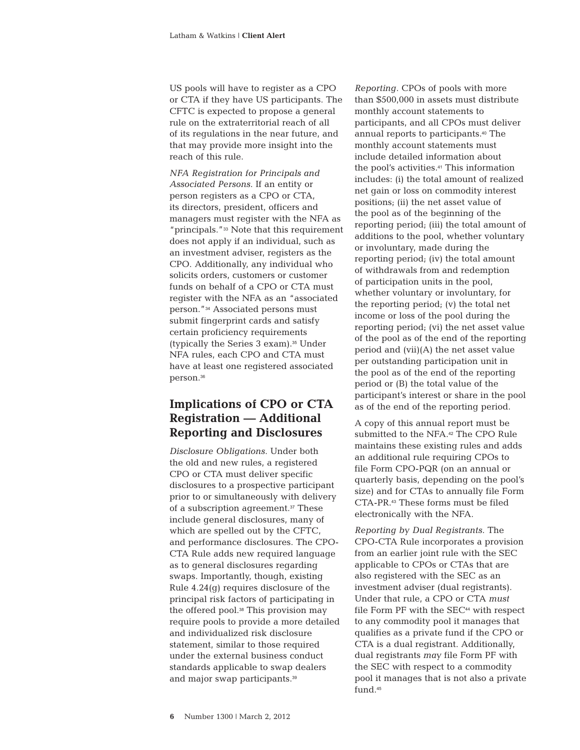US pools will have to register as a CPO or CTA if they have US participants. The CFTC is expected to propose a general rule on the extraterritorial reach of all of its regulations in the near future, and that may provide more insight into the reach of this rule.

*NFA Registration for Principals and Associated Persons.* If an entity or person registers as a CPO or CTA, its directors, president, officers and managers must register with the NFA as "principals."[33] Note that this requirement does not apply if an individual, such as an investment adviser, registers as the CPO. Additionally, any individual who solicits orders, customers or customer funds on behalf of a CPO or CTA must register with the NFA as an "associated person."[34] Associated persons must submit fingerprint cards and satisfy certain proficiency requirements (typically the Series 3 exam).[35] Under NFA rules, each CPO and CTA must have at least one registered associated person.[36]

## Implications of CPO or CTA Registration — Additional Reporting and Disclosures

*Disclosure Obligations.* Under both the old and new rules, a registered CPO or CTA must deliver specific disclosures to a prospective participant prior to or simultaneously with delivery of a subscription agreement.[37] These include general disclosures, many of which are spelled out by the CFTC, and performance disclosures. The CPO-CTA Rule adds new required language as to general disclosures regarding swaps. Importantly, though, existing Rule 4.24(g) requires disclosure of the principal risk factors of participating in the offered pool.[38] This provision may require pools to provide a more detailed and individualized risk disclosure statement, similar to those required under the external business conduct standards applicable to swap dealers and major swap participants.[39]

*Reporting.* CPOs of pools with more than $500,000 in assets must distribute monthly account statements to participants, and all CPOs must deliver annual reports to participants.[40] The monthly account statements must include detailed information about the pool's activities.[41] This information includes: (i) the total amount of realized net gain or loss on commodity interest positions; (ii) the net asset value of the pool as of the beginning of the reporting period; (iii) the total amount of additions to the pool, whether voluntary or involuntary, made during the reporting period; (iv) the total amount of withdrawals from and redemption of participation units in the pool, whether voluntary or involuntary, for the reporting period; (v) the total net income or loss of the pool during the reporting period; (vi) the net asset value of the pool as of the end of the reporting period and (vii)(A) the net asset value per outstanding participation unit in the pool as of the end of the reporting period or (B) the total value of the participant's interest or share in the pool as of the end of the reporting period.

A copy of this annual report must be submitted to the NFA.[42] The CPO Rule maintains these existing rules and adds an additional rule requiring CPOs to file Form CPO-PQR (on an annual or quarterly basis, depending on the pool's size) and for CTAs to annually file Form CTA-PR.[43] These forms must be filed electronically with the NFA.

*Reporting by Dual Registrants.* The CPO-CTA Rule incorporates a provision from an earlier joint rule with the SEC applicable to CPOs or CTAs that are also registered with the SEC as an investment adviser (dual registrants). Under that rule, a CPO or CTA *must* file Form PF with the SEC[44] with respect to any commodity pool it manages that qualifies as a private fund if the CPO or CTA is a dual registrant. Additionally, dual registrants *may* file Form PF with the SEC with respect to a commodity pool it manages that is not also a private fund.[45]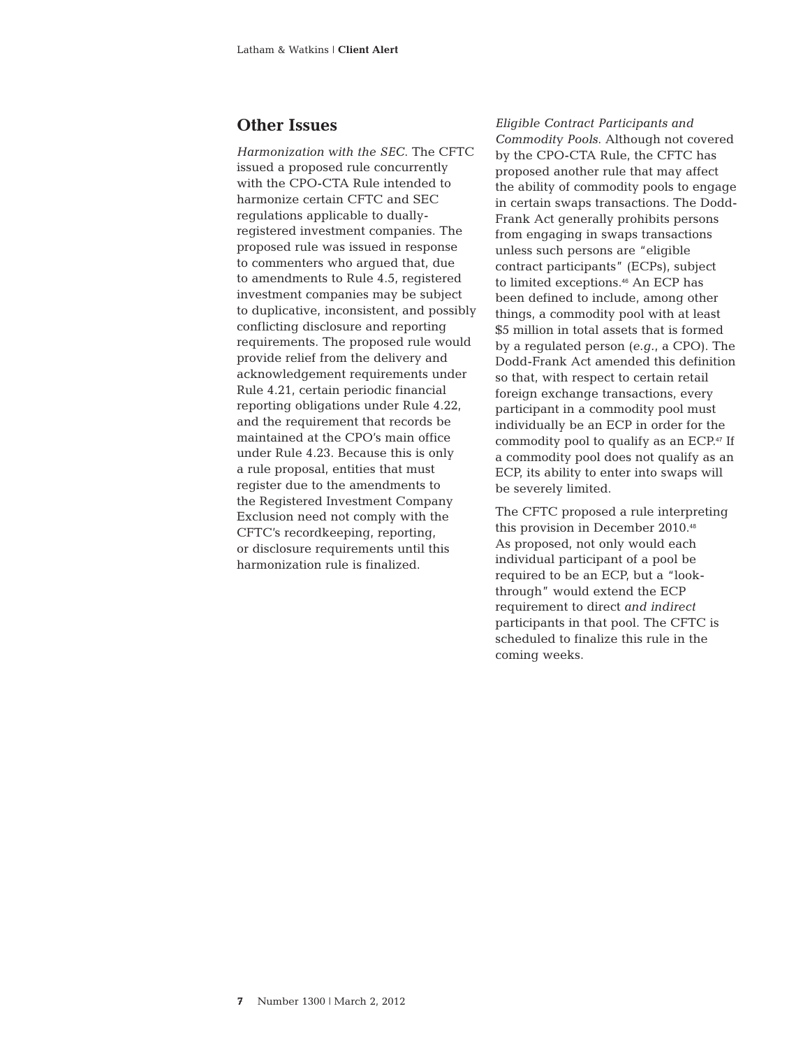## Other Issues

*Harmonization with the SEC.* The CFTC issued a proposed rule concurrently with the CPO-CTA Rule intended to harmonize certain CFTC and SEC regulations applicable to dually-registered investment companies. The proposed rule was issued in response to commenters who argued that, due to amendments to Rule 4.5, registered investment companies may be subject to duplicative, inconsistent, and possibly conflicting disclosure and reporting requirements. The proposed rule would provide relief from the delivery and acknowledgement requirements under Rule 4.21, certain periodic financial reporting obligations under Rule 4.22, and the requirement that records be maintained at the CPO's main office under Rule 4.23. Because this is only a rule proposal, entities that must register due to the amendments to the Registered Investment Company Exclusion need not comply with the CFTC's recordkeeping, reporting, or disclosure requirements until this harmonization rule is finalized.

*Eligible Contract Participants and Commodity Pools.* Although not covered by the CPO-CTA Rule, the CFTC has proposed another rule that may affect the ability of commodity pools to engage in certain swaps transactions. The Dodd-Frank Act generally prohibits persons from engaging in swaps transactions unless such persons are "eligible contract participants" (ECPs), subject to limited exceptions.[46] An ECP has been defined to include, among other things, a commodity pool with at least $5 million in total assets that is formed by a regulated person (*e.g.*, a CPO). The Dodd-Frank Act amended this definition so that, with respect to certain retail foreign exchange transactions, every participant in a commodity pool must individually be an ECP in order for the commodity pool to qualify as an ECP.[47] If a commodity pool does not qualify as an ECP, its ability to enter into swaps will be severely limited.

The CFTC proposed a rule interpreting this provision in December 2010.[48] As proposed, not only would each individual participant of a pool be required to be an ECP, but a "look-through" would extend the ECP requirement to direct *and indirect* participants in that pool. The CFTC is scheduled to finalize this rule in the coming weeks.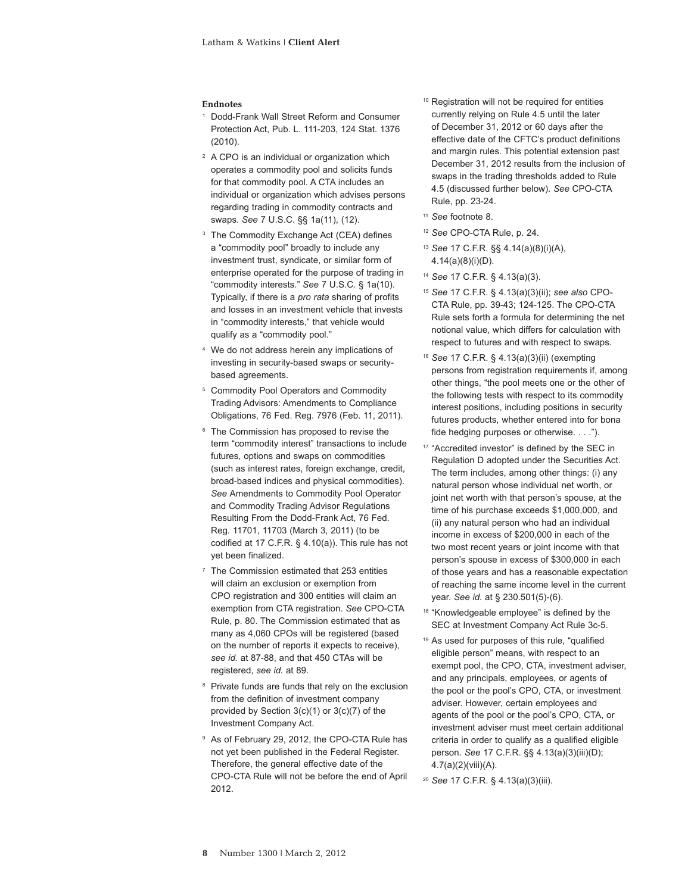**Endnotes**

[1] Dodd-Frank Wall Street Reform and Consumer Protection Act, Pub. L. 111-203, 124 Stat. 1376 (2010).

[2] A CPO is an individual or organization which operates a commodity pool and solicits funds for that commodity pool. A CTA includes an individual or organization which advises persons regarding trading in commodity contracts and swaps. *See* 7 U.S.C. §§ 1a(11), (12).

[3] The Commodity Exchange Act (CEA) defines a "commodity pool" broadly to include any investment trust, syndicate, or similar form of enterprise operated for the purpose of trading in "commodity interests." *See* 7 U.S.C. § 1a(10). Typically, if there is a *pro rata* sharing of profits and losses in an investment vehicle that invests in "commodity interests," that vehicle would qualify as a "commodity pool."

[4] We do not address herein any implications of investing in security-based swaps or security-based agreements.

[5] Commodity Pool Operators and Commodity Trading Advisors: Amendments to Compliance Obligations, 76 Fed. Reg. 7976 (Feb. 11, 2011).

[6] The Commission has proposed to revise the term "commodity interest" transactions to include futures, options and swaps on commodities (such as interest rates, foreign exchange, credit, broad-based indices and physical commodities). *See* Amendments to Commodity Pool Operator and Commodity Trading Advisor Regulations Resulting From the Dodd-Frank Act, 76 Fed. Reg. 11701, 11703 (March 3, 2011) (to be codified at 17 C.F.R. § 4.10(a)). This rule has not yet been finalized.

[7] The Commission estimated that 253 entities will claim an exclusion or exemption from CPO registration and 300 entities will claim an exemption from CTA registration. *See* CPO-CTA Rule, p. 80. The Commission estimated that as many as 4,060 CPOs will be registered (based on the number of reports it expects to receive), *see id.* at 87-88, and that 450 CTAs will be registered, *see id.* at 89.

[8] Private funds are funds that rely on the exclusion from the definition of investment company provided by Section 3(c)(1) or 3(c)(7) of the Investment Company Act.

[9] As of February 29, 2012, the CPO-CTA Rule has not yet been published in the Federal Register. Therefore, the general effective date of the CPO-CTA Rule will not be before the end of April 2012.

[10] Registration will not be required for entities currently relying on Rule 4.5 until the later of December 31, 2012 or 60 days after the effective date of the CFTC's product definitions and margin rules. This potential extension past December 31, 2012 results from the inclusion of swaps in the trading thresholds added to Rule 4.5 (discussed further below). *See* CPO-CTA Rule, pp. 23-24.

[11] *See* footnote 8.

[12] *See* CPO-CTA Rule, p. 24.

[13] *See* 17 C.F.R. §§ 4.14(a)(8)(i)(A), 4.14(a)(8)(i)(D).

[14] *See* 17 C.F.R. § 4.13(a)(3).

[15] *See* 17 C.F.R. § 4.13(a)(3)(ii); *see also* CPO-CTA Rule, pp. 39-43; 124-125. The CPO-CTA Rule sets forth a formula for determining the net notional value, which differs for calculation with respect to futures and with respect to swaps.

[16] *See* 17 C.F.R. § 4.13(a)(3)(ii) (exempting persons from registration requirements if, among other things, "the pool meets one or the other of the following tests with respect to its commodity interest positions, including positions in security futures products, whether entered into for bona fide hedging purposes or otherwise. . . .").

[17] "Accredited investor" is defined by the SEC in Regulation D adopted under the Securities Act. The term includes, among other things: (i) any natural person whose individual net worth, or joint net worth with that person's spouse, at the time of his purchase exceeds $1,000,000, and (ii) any natural person who had an individual income in excess of $200,000 in each of the two most recent years or joint income with that person's spouse in excess of $300,000 in each of those years and has a reasonable expectation of reaching the same income level in the current year. *See id.* at § 230.501(5)-(6).

[18] "Knowledgeable employee" is defined by the SEC at Investment Company Act Rule 3c-5.

[19] As used for purposes of this rule, "qualified eligible person" means, with respect to an exempt pool, the CPO, CTA, investment adviser, and any principals, employees, or agents of the pool or the pool's CPO, CTA, or investment adviser. However, certain employees and agents of the pool or the pool's CPO, CTA, or investment adviser must meet certain additional criteria in order to qualify as a qualified eligible person. *See* 17 C.F.R. §§ 4.13(a)(3)(iii)(D); 4.7(a)(2)(viii)(A).

[20] *See* 17 C.F.R. § 4.13(a)(3)(iii).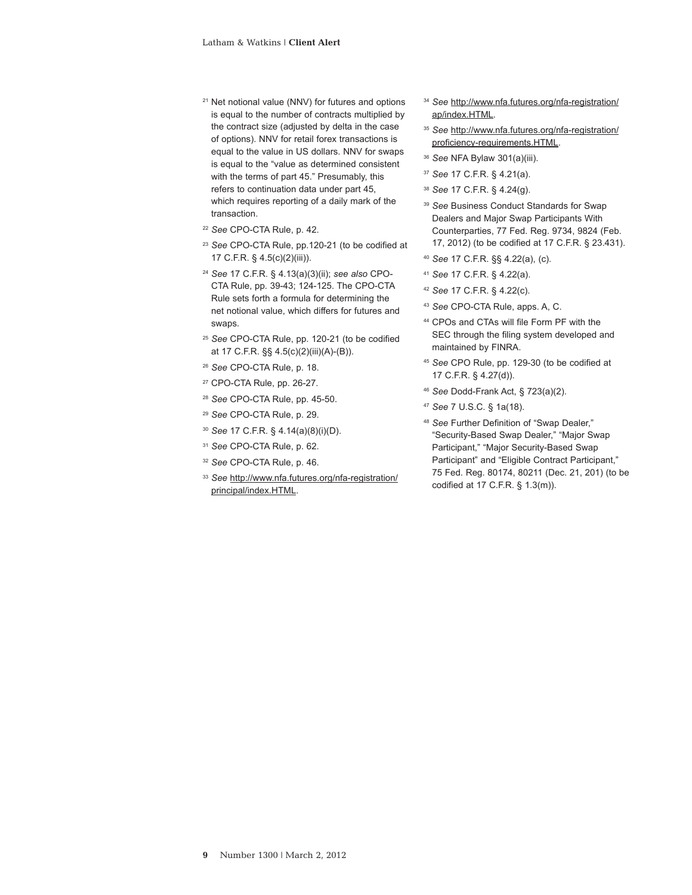[21] Net notional value (NNV) for futures and options is equal to the number of contracts multiplied by the contract size (adjusted by delta in the case of options). NNV for retail forex transactions is equal to the value in US dollars. NNV for swaps is equal to the "value as determined consistent with the terms of part 45." Presumably, this refers to continuation data under part 45, which requires reporting of a daily mark of the transaction.

[22] *See* CPO-CTA Rule, p. 42.

[23] *See* CPO-CTA Rule, pp.120-21 (to be codified at 17 C.F.R. § 4.5(c)(2)(iii)).

[24] *See* 17 C.F.R. § 4.13(a)(3)(ii); *see also* CPO-CTA Rule, pp. 39-43; 124-125. The CPO-CTA Rule sets forth a formula for determining the net notional value, which differs for futures and swaps.

[25] *See* CPO-CTA Rule, pp. 120-21 (to be codified at 17 C.F.R. §§ 4.5(c)(2)(iii)(A)-(B)).

[26] *See* CPO-CTA Rule, p. 18.

[27] CPO-CTA Rule, pp. 26-27.

[28] *See* CPO-CTA Rule, pp. 45-50.

[29] *See* CPO-CTA Rule, p. 29.

[30] *See* 17 C.F.R. § 4.14(a)(8)(i)(D).

[31] *See* CPO-CTA Rule, p. 62.

[32] *See* CPO-CTA Rule, p. 46.

[33] *See* http://www.nfa.futures.org/nfa-registration/principal/index.HTML.

[34] *See* http://www.nfa.futures.org/nfa-registration/ap/index.HTML.

[35] *See* http://www.nfa.futures.org/nfa-registration/proficiency-requirements.HTML.

[36] *See* NFA Bylaw 301(a)(iii).

[37] *See* 17 C.F.R. § 4.21(a).

[38] *See* 17 C.F.R. § 4.24(g).

[39] *See* Business Conduct Standards for Swap Dealers and Major Swap Participants With Counterparties, 77 Fed. Reg. 9734, 9824 (Feb. 17, 2012) (to be codified at 17 C.F.R. § 23.431).

[40] *See* 17 C.F.R. §§ 4.22(a), (c).

[41] *See* 17 C.F.R. § 4.22(a).

[42] *See* 17 C.F.R. § 4.22(c).

[43] *See* CPO-CTA Rule, apps. A, C.

[44] CPOs and CTAs will file Form PF with the SEC through the filing system developed and maintained by FINRA.

[45] *See* CPO Rule, pp. 129-30 (to be codified at 17 C.F.R. § 4.27(d)).

[46] *See* Dodd-Frank Act, § 723(a)(2).

[47] *See* 7 U.S.C. § 1a(18).

[48] *See* Further Definition of "Swap Dealer," "Security-Based Swap Dealer," "Major Swap Participant," "Major Security-Based Swap Participant" and "Eligible Contract Participant," 75 Fed. Reg. 80174, 80211 (Dec. 21, 201) (to be codified at 17 C.F.R. § 1.3(m)).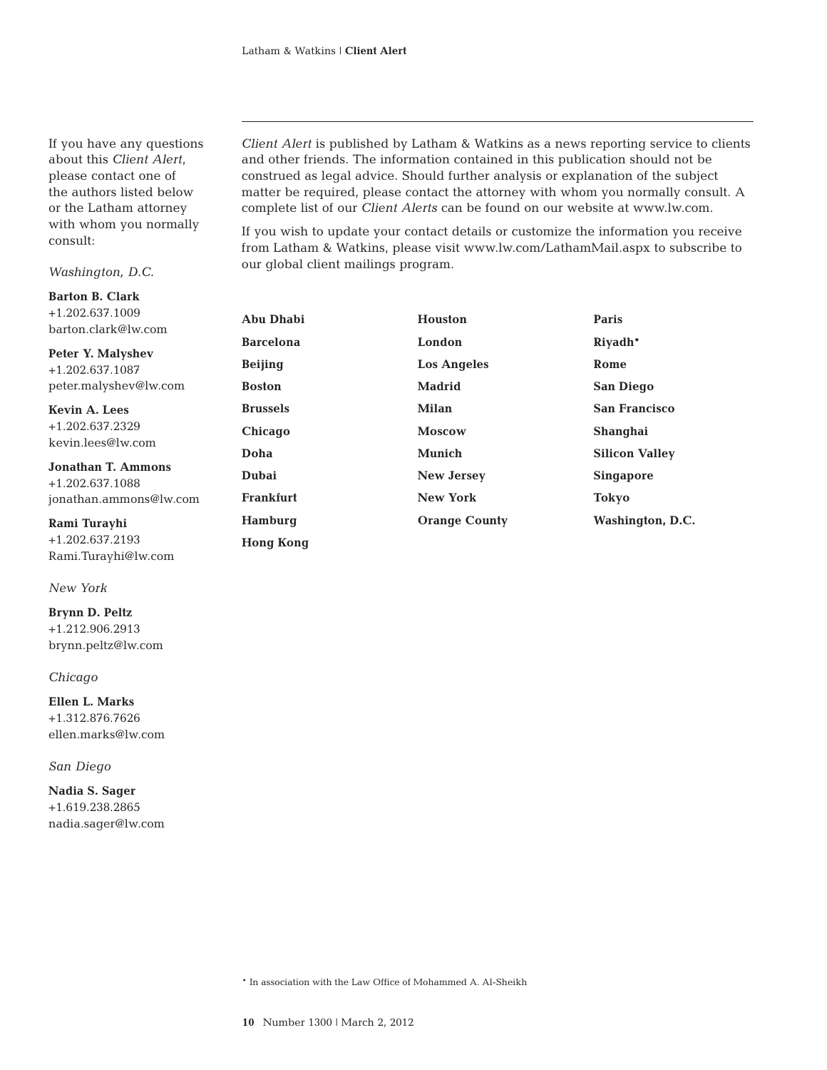If you have any questions about this *Client Alert*, please contact one of the authors listed below or the Latham attorney with whom you normally consult:

*Washington, D.C.*

**Barton B. Clark**
+1.202.637.1009
barton.clark@lw.com

**Peter Y. Malyshev**
+1.202.637.1087
peter.malyshev@lw.com

**Kevin A. Lees**
+1.202.637.2329
kevin.lees@lw.com

**Jonathan T. Ammons**
+1.202.637.1088
jonathan.ammons@lw.com

**Rami Turayhi**
+1.202.637.2193
Rami.Turayhi@lw.com

*New York*

**Brynn D. Peltz**
+1.212.906.2913
brynn.peltz@lw.com

*Chicago*

**Ellen L. Marks**
+1.312.876.7626
ellen.marks@lw.com

*San Diego*

**Nadia S. Sager**
+1.619.238.2865
nadia.sager@lw.com

*Client Alert* is published by Latham & Watkins as a news reporting service to clients and other friends. The information contained in this publication should not be construed as legal advice. Should further analysis or explanation of the subject matter be required, please contact the attorney with whom you normally consult. A complete list of our *Client Alerts* can be found on our website at www.lw.com.

If you wish to update your contact details or customize the information you receive from Latham & Watkins, please visit www.lw.com/LathamMail.aspx to subscribe to our global client mailings program.

**Abu Dhabi**
**Barcelona**
**Beijing**
**Boston**
**Brussels**
**Chicago**
**Doha**
**Dubai**
**Frankfurt**
**Hamburg**
**Hong Kong**
**Houston**
**London**
**Los Angeles**
**Madrid**
**Milan**
**Moscow**
**Munich**
**New Jersey**
**New York**
**Orange County**
**Paris**
**Riyadh***
**Rome**
**San Diego**
**San Francisco**
**Shanghai**
**Silicon Valley**
**Singapore**
**Tokyo**
**Washington, D.C.**

* In association with the Law Office of Mohammed A. Al-Sheikh